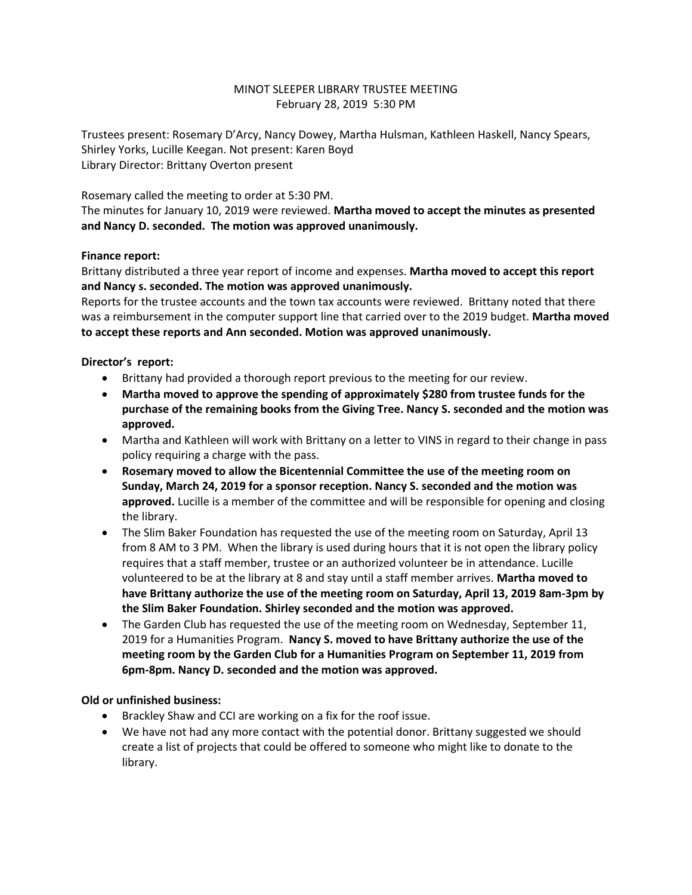MINOT SLEEPER LIBRARY TRUSTEE MEETING
February 28, 2019 5:30 PM

Trustees present: Rosemary D'Arcy, Nancy Dowey, Martha Hulsman, Kathleen Haskell, Nancy Spears, Shirley Yorks, Lucille Keegan. Not present: Karen Boyd
Library Director: Brittany Overton present

Rosemary called the meeting to order at 5:30 PM.
The minutes for January 10, 2019 were reviewed. **Martha moved to accept the minutes as presented and Nancy D. seconded. The motion was approved unanimously.**

**Finance report:**

Brittany distributed a three year report of income and expenses. **Martha moved to accept this report and Nancy s. seconded. The motion was approved unanimously.**
Reports for the trustee accounts and the town tax accounts were reviewed. Brittany noted that there was a reimbursement in the computer support line that carried over to the 2019 budget. **Martha moved to accept these reports and Ann seconded. Motion was approved unanimously.**

**Director's report:**

- Brittany had provided a thorough report previous to the meeting for our review.
- **Martha moved to approve the spending of approximately $280 from trustee funds for the purchase of the remaining books from the Giving Tree. Nancy S. seconded and the motion was approved.**
- Martha and Kathleen will work with Brittany on a letter to VINS in regard to their change in pass policy requiring a charge with the pass.
- **Rosemary moved to allow the Bicentennial Committee the use of the meeting room on Sunday, March 24, 2019 for a sponsor reception. Nancy S. seconded and the motion was approved.** Lucille is a member of the committee and will be responsible for opening and closing the library.
- The Slim Baker Foundation has requested the use of the meeting room on Saturday, April 13 from 8 AM to 3 PM. When the library is used during hours that it is not open the library policy requires that a staff member, trustee or an authorized volunteer be in attendance. Lucille volunteered to be at the library at 8 and stay until a staff member arrives. **Martha moved to have Brittany authorize the use of the meeting room on Saturday, April 13, 2019 8am-3pm by the Slim Baker Foundation. Shirley seconded and the motion was approved.**
- The Garden Club has requested the use of the meeting room on Wednesday, September 11, 2019 for a Humanities Program. **Nancy S. moved to have Brittany authorize the use of the meeting room by the Garden Club for a Humanities Program on September 11, 2019 from 6pm-8pm. Nancy D. seconded and the motion was approved.**

**Old or unfinished business:**

- Brackley Shaw and CCI are working on a fix for the roof issue.
- We have not had any more contact with the potential donor. Brittany suggested we should create a list of projects that could be offered to someone who might like to donate to the library.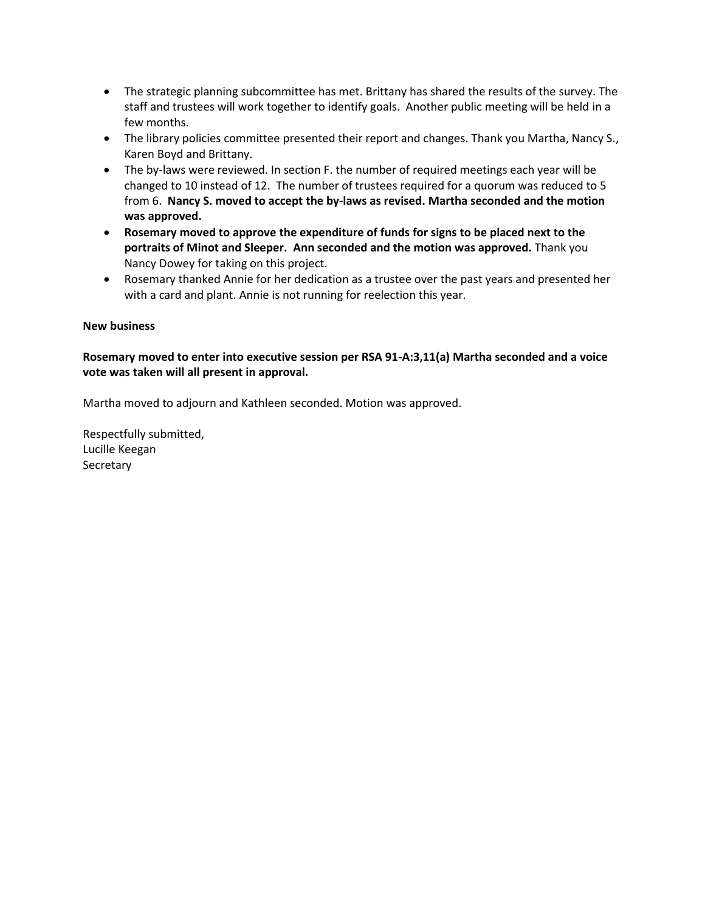- The strategic planning subcommittee has met. Brittany has shared the results of the survey. The staff and trustees will work together to identify goals. Another public meeting will be held in a few months.
- The library policies committee presented their report and changes. Thank you Martha, Nancy S., Karen Boyd and Brittany.
- The by-laws were reviewed. In section F. the number of required meetings each year will be changed to 10 instead of 12. The number of trustees required for a quorum was reduced to 5 from 6. **Nancy S. moved to accept the by-laws as revised. Martha seconded and the motion was approved.**
- **Rosemary moved to approve the expenditure of funds for signs to be placed next to the portraits of Minot and Sleeper. Ann seconded and the motion was approved.** Thank you Nancy Dowey for taking on this project.
- Rosemary thanked Annie for her dedication as a trustee over the past years and presented her with a card and plant. Annie is not running for reelection this year.

**New business**

**Rosemary moved to enter into executive session per RSA 91-A:3,11(a) Martha seconded and a voice vote was taken will all present in approval.**

Martha moved to adjourn and Kathleen seconded. Motion was approved.

Respectfully submitted,
Lucille Keegan
Secretary